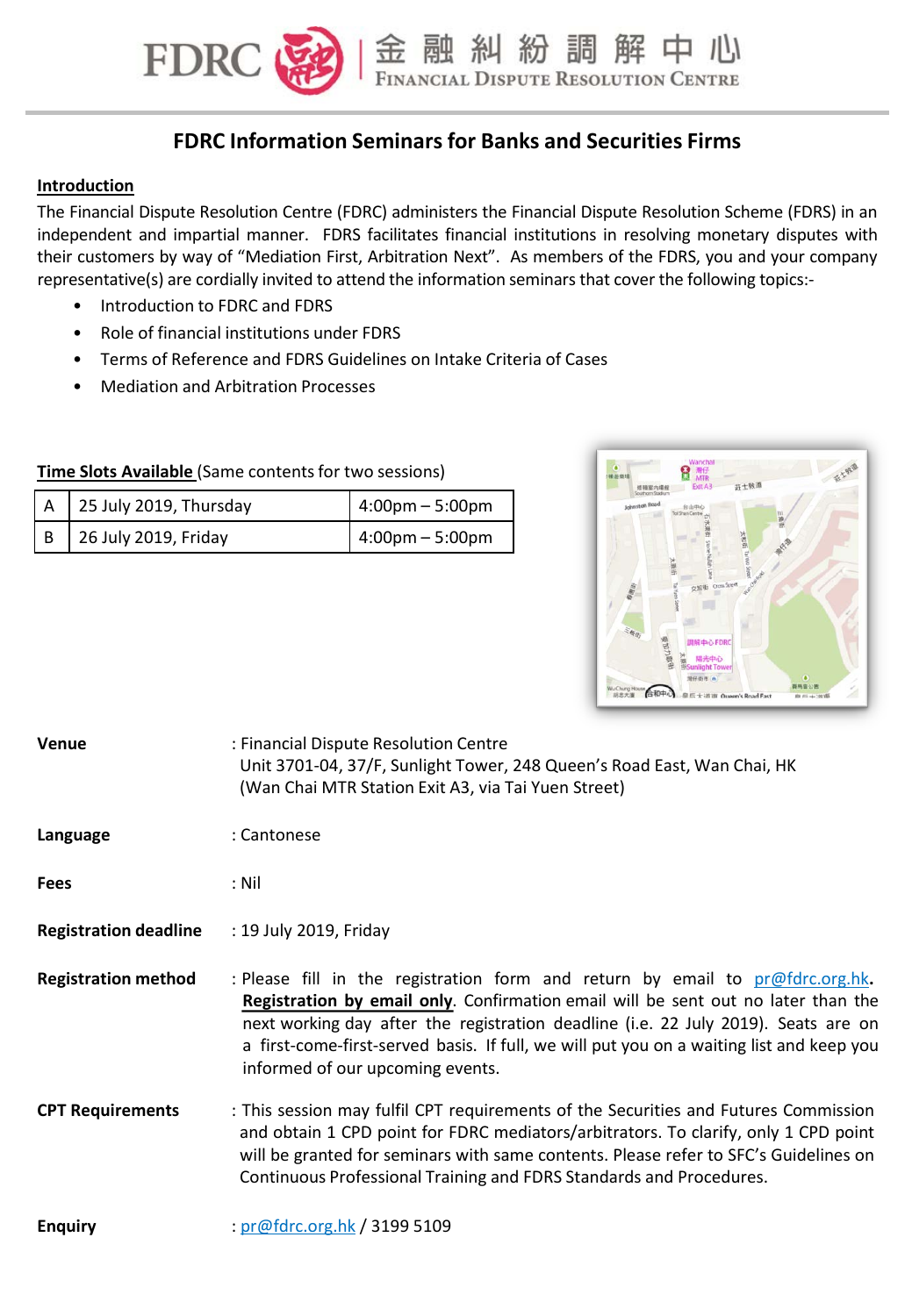FDRC 金融糾紛調解中心 FINANCIAL DISPUTE RESOLUTION CENTRE

# FDRC Information Seminars for Banks and Securities Firms

**Introduction**

The Financial Dispute Resolution Centre (FDRC) administers the Financial Dispute Resolution Scheme (FDRS) in an independent and impartial manner. FDRS facilitates financial institutions in resolving monetary disputes with their customers by way of "Mediation First, Arbitration Next". As members of the FDRS, you and your company representative(s) are cordially invited to attend the information seminars that cover the following topics:-

- Introduction to FDRC and FDRS
- Role of financial institutions under FDRS
- Terms of Reference and FDRS Guidelines on Intake Criteria of Cases
- Mediation and Arbitration Processes

**Time Slots Available** (Same contents for two sessions)

| | | |
|---|---|---|
| A | 25 July 2019, Thursday | 4:00pm – 5:00pm |
| B | 26 July 2019, Friday | 4:00pm – 5:00pm |

**Venue** : Financial Dispute Resolution Centre
Unit 3701-04, 37/F, Sunlight Tower, 248 Queen's Road East, Wan Chai, HK
(Wan Chai MTR Station Exit A3, via Tai Yuen Street)

**Language** : Cantonese

**Fees** : Nil

**Registration deadline** : 19 July 2019, Friday

**Registration method** : Please fill in the registration form and return by email to pr@fdrc.org.hk. **Registration by email only**. Confirmation email will be sent out no later than the next working day after the registration deadline (i.e. 22 July 2019). Seats are on a first-come-first-served basis. If full, we will put you on a waiting list and keep you informed of our upcoming events.

**CPT Requirements** : This session may fulfil CPT requirements of the Securities and Futures Commission and obtain 1 CPD point for FDRC mediators/arbitrators. To clarify, only 1 CPD point will be granted for seminars with same contents. Please refer to SFC's Guidelines on Continuous Professional Training and FDRS Standards and Procedures.

**Enquiry** : pr@fdrc.org.hk / 3199 5109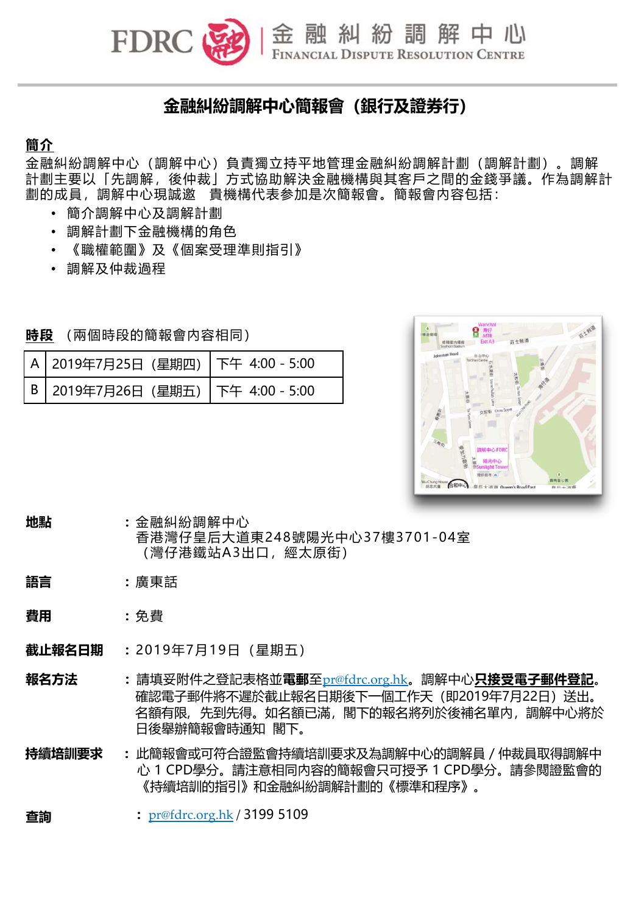FDRC 金融糾紛調解中心 FINANCIAL DISPUTE RESOLUTION CENTRE

# 金融糾紛調解中心簡報會（銀行及證券行）

**簡介**

金融糾紛調解中心（調解中心）負責獨立持平地管理金融糾紛調解計劃（調解計劃）。調解計劃主要以「先調解，後仲裁」方式協助解決金融機構與其客戶之間的金錢爭議。作為調解計劃的成員，調解中心現誠邀　貴機構代表參加是次簡報會。簡報會內容包括：

- 簡介調解中心及調解計劃
- 調解計劃下金融機構的角色
- 《職權範圍》及《個案受理準則指引》
- 調解及仲裁過程

**時段**（兩個時段的簡報會內容相同）

| | | |
|---|---|---|
| A | 2019年7月25日（星期四） | 下午 4:00 - 5:00 |
| B | 2019年7月26日（星期五） | 下午 4:00 - 5:00 |

**地點**：金融糾紛調解中心
香港灣仔皇后大道東248號陽光中心37樓3701-04室
（灣仔港鐵站A3出口，經太原街）

**語言**：廣東話

**費用**：免費

**截止報名日期**：2019年7月19日（星期五）

**報名方法**：請填妥附件之登記表格並**電郵**至pr@fdrc.org.hk。調解中心**只接受電子郵件登記**。確認電子郵件將不遲於截止報名日期後下一個工作天（即2019年7月22日）送出。名額有限，先到先得。如名額已滿，閣下的報名將列於後補名單內，調解中心將於日後舉辦簡報會時通知　閣下。

**持續培訓要求**：此簡報會或可符合證監會持續培訓要求及為調解中心的調解員 / 仲裁員取得調解中心 1 CPD學分。請注意相同內容的簡報會只可授予 1 CPD學分。請參閱證監會的《持續培訓的指引》和金融糾紛調解計劃的《標準和程序》。

**查詢**：pr@fdrc.org.hk / 3199 5109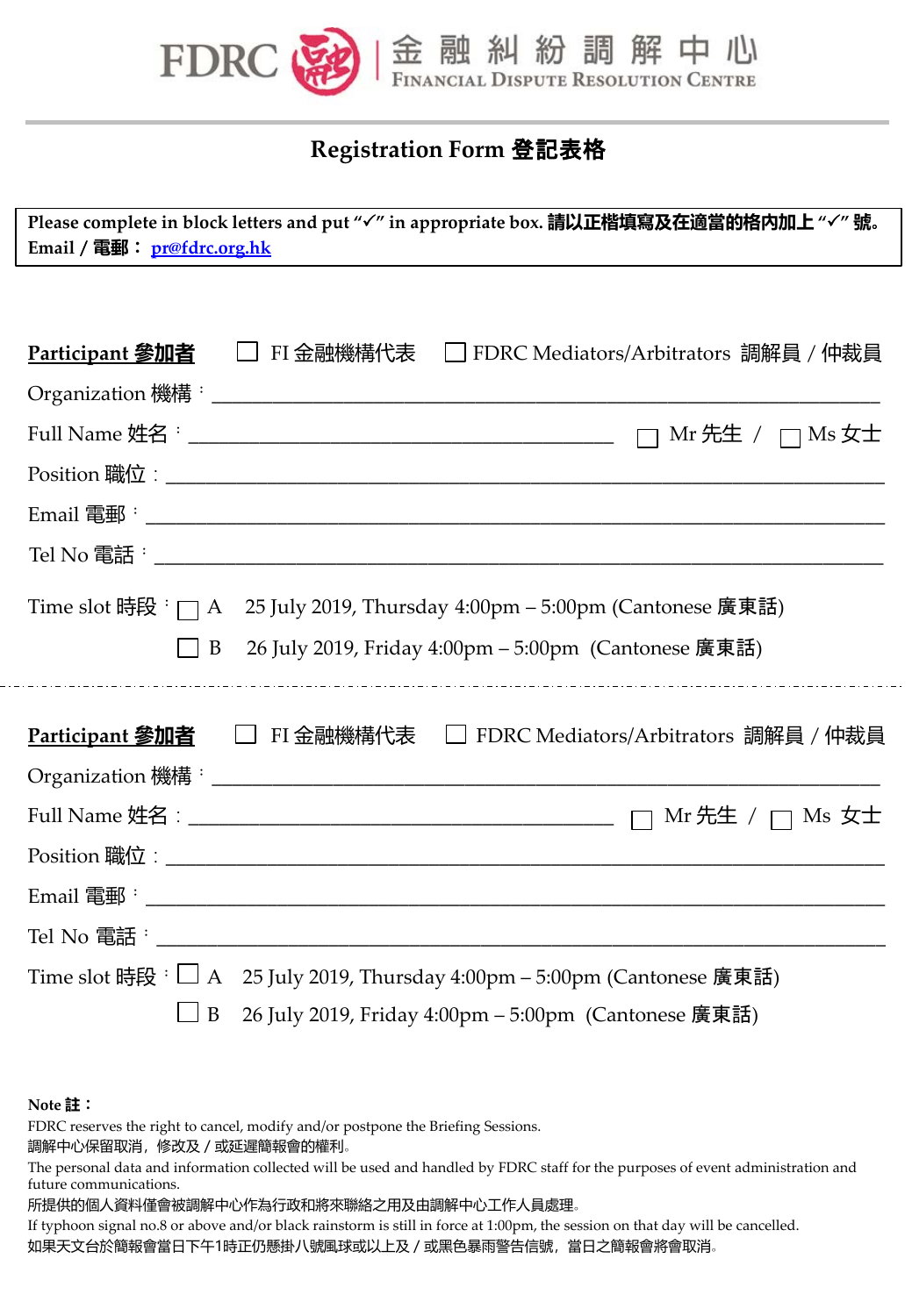FDRC 金融糾紛調解中心 FINANCIAL DISPUTE RESOLUTION CENTRE

# Registration Form 登記表格

**Please complete in block letters and put "✓" in appropriate box. 請以正楷填寫及在適當的格內加上 "✓" 號。**
**Email / 電郵：** pr@fdrc.org.hk

**Participant 參加者** ☐ FI 金融機構代表 ☐ FDRC Mediators/Arbitrators 調解員 / 仲裁員

Organization 機構：______________________________

Full Name 姓名：______________________________ ☐ Mr 先生 / ☐ Ms 女士

Position 職位：______________________________

Email 電郵：______________________________

Tel No 電話：______________________________

Time slot 時段：☐ A 25 July 2019, Thursday 4:00pm – 5:00pm (Cantonese 廣東話)

☐ B 26 July 2019, Friday 4:00pm – 5:00pm (Cantonese 廣東話)

---

**Participant 參加者** ☐ FI 金融機構代表 ☐ FDRC Mediators/Arbitrators 調解員 / 仲裁員

Organization 機構：______________________________

Full Name 姓名：______________________________ ☐ Mr 先生 / ☐ Ms 女士

Position 職位：______________________________

Email 電郵：______________________________

Tel No 電話：______________________________

Time slot 時段：☐ A 25 July 2019, Thursday 4:00pm – 5:00pm (Cantonese 廣東話)

☐ B 26 July 2019, Friday 4:00pm – 5:00pm (Cantonese 廣東話)

**Note 註：**

FDRC reserves the right to cancel, modify and/or postpone the Briefing Sessions.
調解中心保留取消，修改及 / 或延遲簡報會的權利。

The personal data and information collected will be used and handled by FDRC staff for the purposes of event administration and future communications.
所提供的個人資料僅會被調解中心作為行政和將來聯絡之用及由調解中心工作人員處理。

If typhoon signal no.8 or above and/or black rainstorm is still in force at 1:00pm, the session on that day will be cancelled.
如果天文台於簡報會當日下午1時正仍懸掛八號風球或以上及 / 或黑色暴雨警告信號，當日之簡報會將會取消。